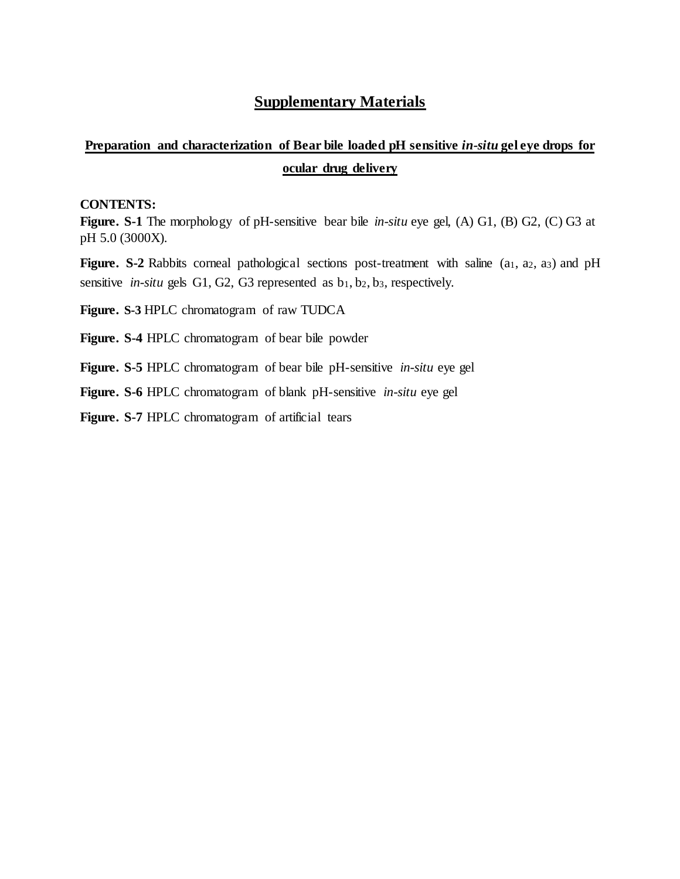# Supplementary Materials

## Preparation and characterization of Bear bile loaded pH sensitive *in-situ* gel eye drops for ocular drug delivery

**CONTENTS:**

**Figure. S-1** The morphology of pH-sensitive bear bile *in-situ* eye gel, (A) G1, (B) G2, (C) G3 at pH 5.0 (3000X).

**Figure. S-2** Rabbits corneal pathological sections post-treatment with saline ($a_1$, $a_2$, $a_3$) and pH sensitive *in-situ* gels G1, G2, G3 represented as $b_1$, $b_2$, $b_3$, respectively.

**Figure. S-3** HPLC chromatogram of raw TUDCA

**Figure. S-4** HPLC chromatogram of bear bile powder

**Figure. S-5** HPLC chromatogram of bear bile pH-sensitive *in-situ* eye gel

**Figure. S-6** HPLC chromatogram of blank pH-sensitive *in-situ* eye gel

**Figure. S-7** HPLC chromatogram of artificial tears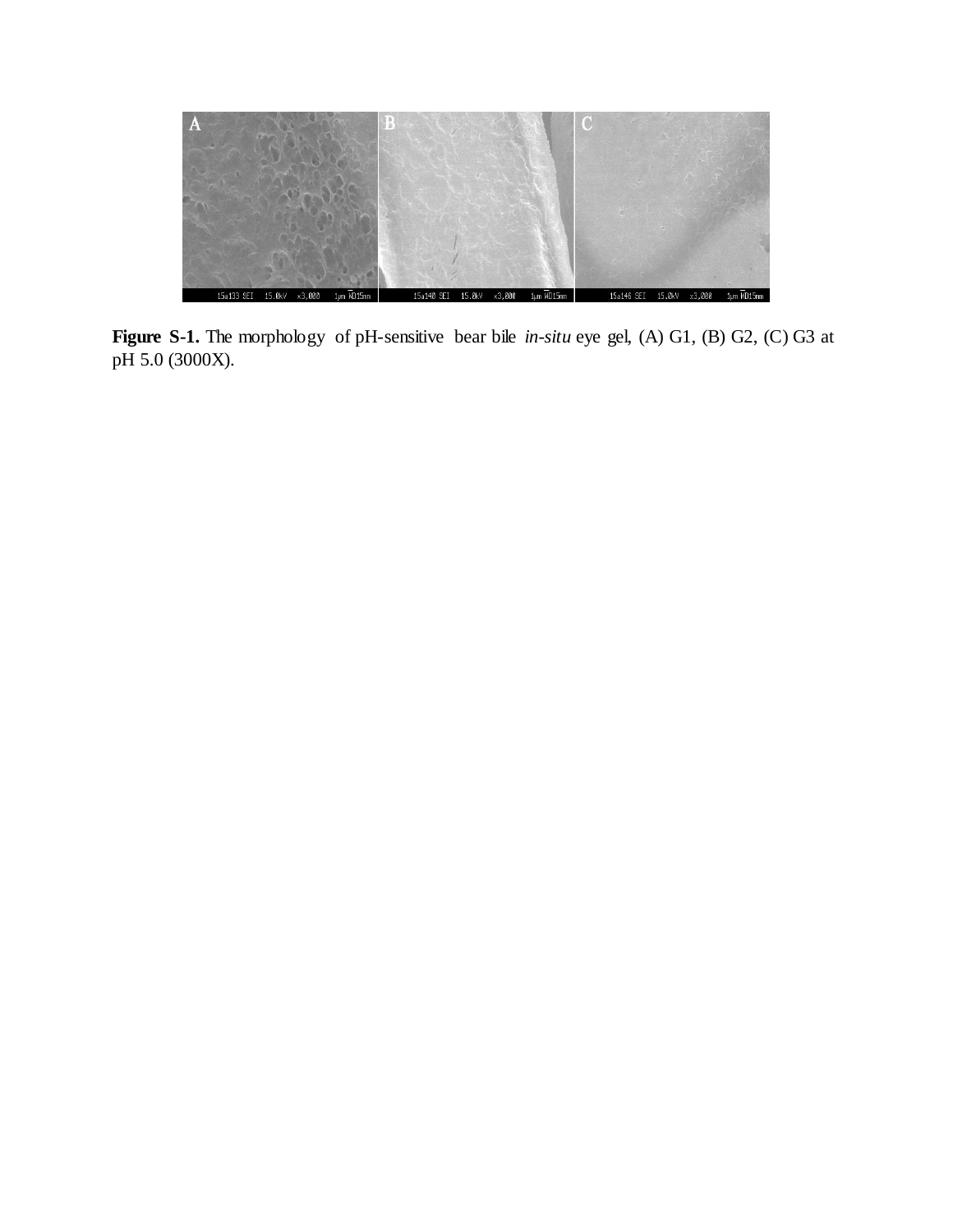**Figure S-1.** The morphology of pH-sensitive bear bile *in-situ* eye gel, (A) G1, (B) G2, (C) G3 at pH 5.0 (3000X).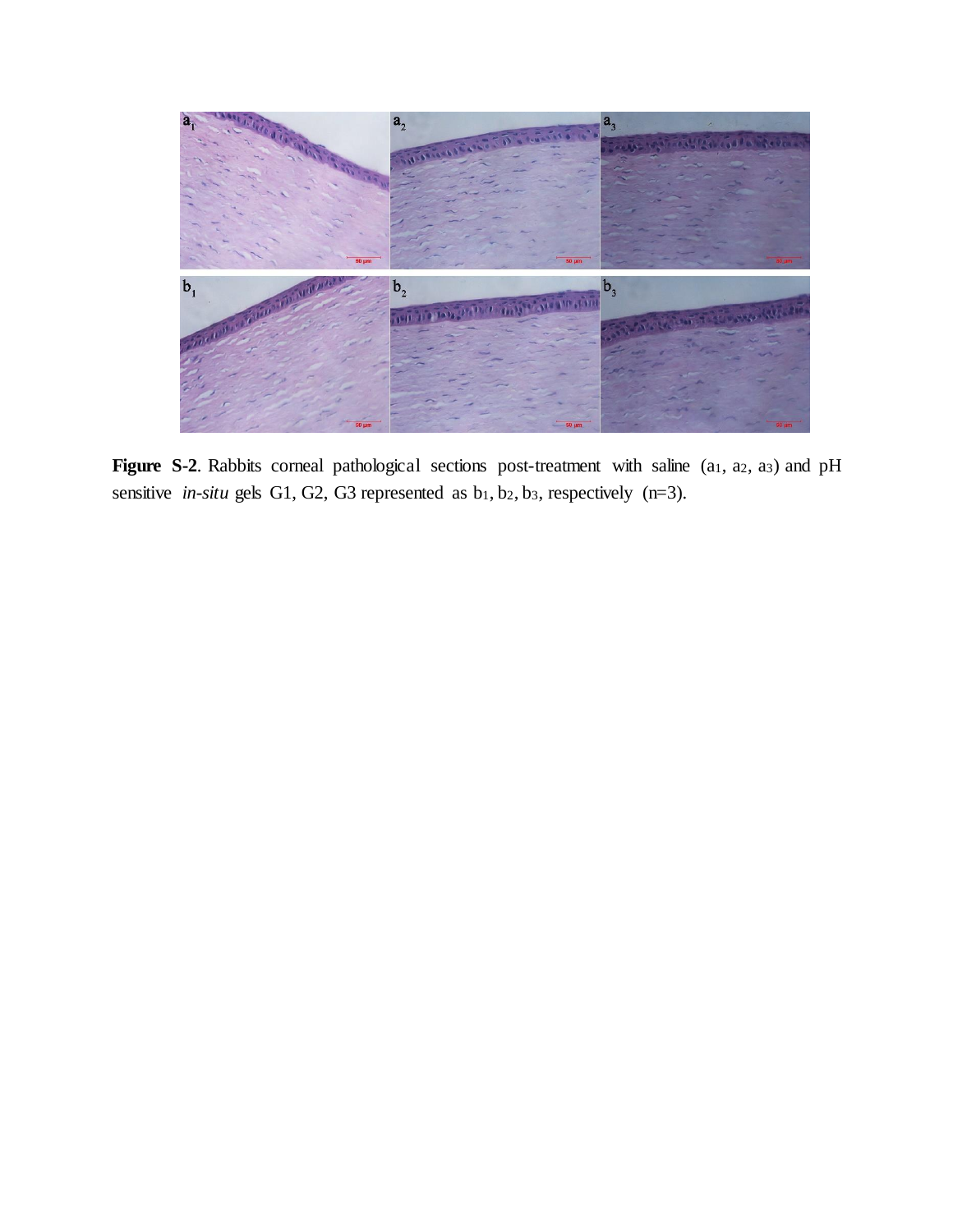**Figure S-2**. Rabbits corneal pathological sections post-treatment with saline ($a_1$, $a_2$, $a_3$) and pH sensitive *in-situ* gels G1, G2, G3 represented as $b_1$, $b_2$, $b_3$, respectively (n=3).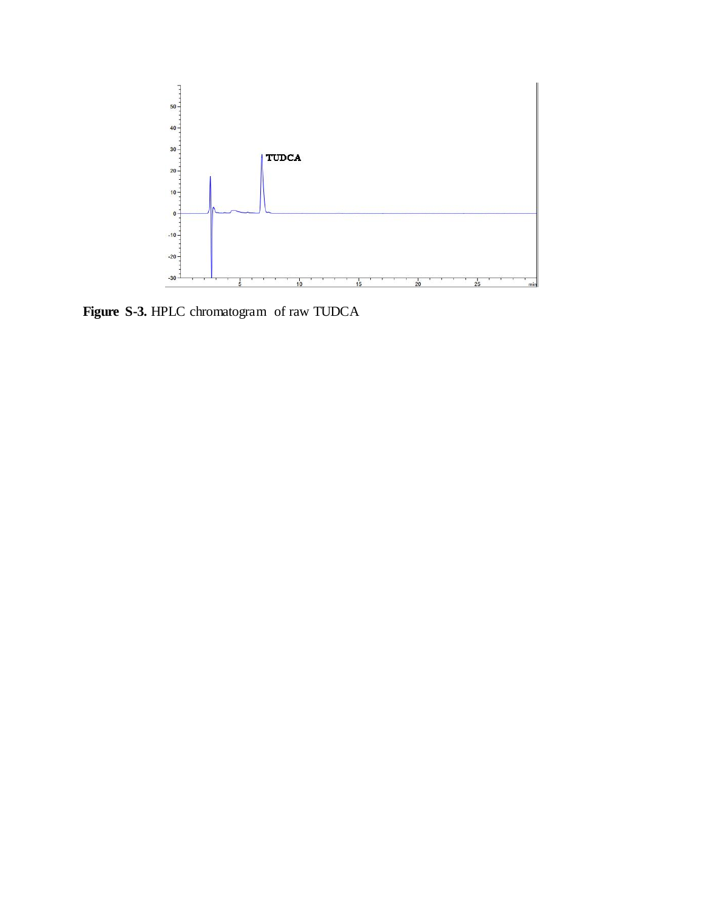**Figure S-3.** HPLC chromatogram of raw TUDCA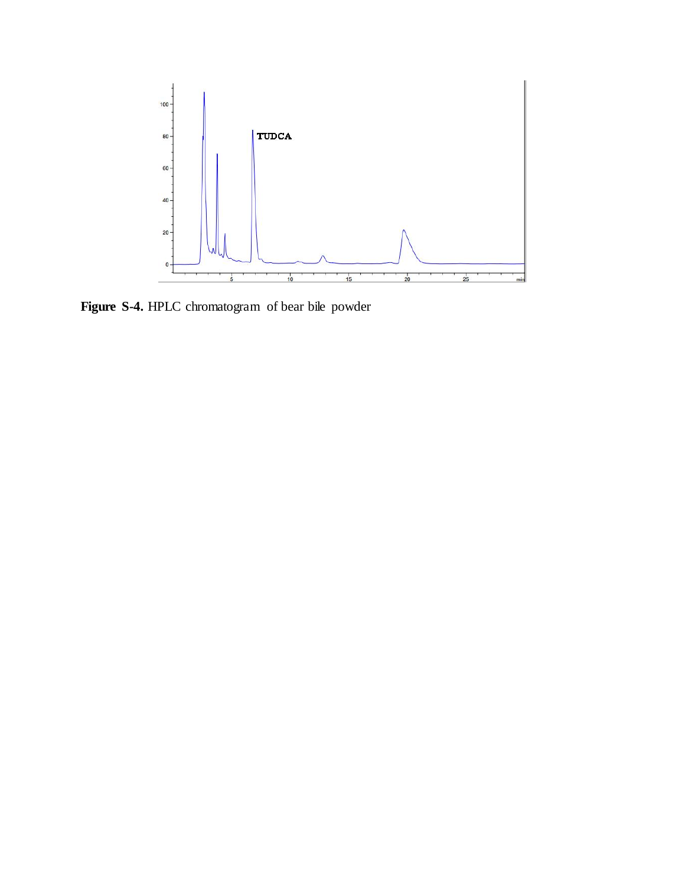**Figure S-4.** HPLC chromatogram of bear bile powder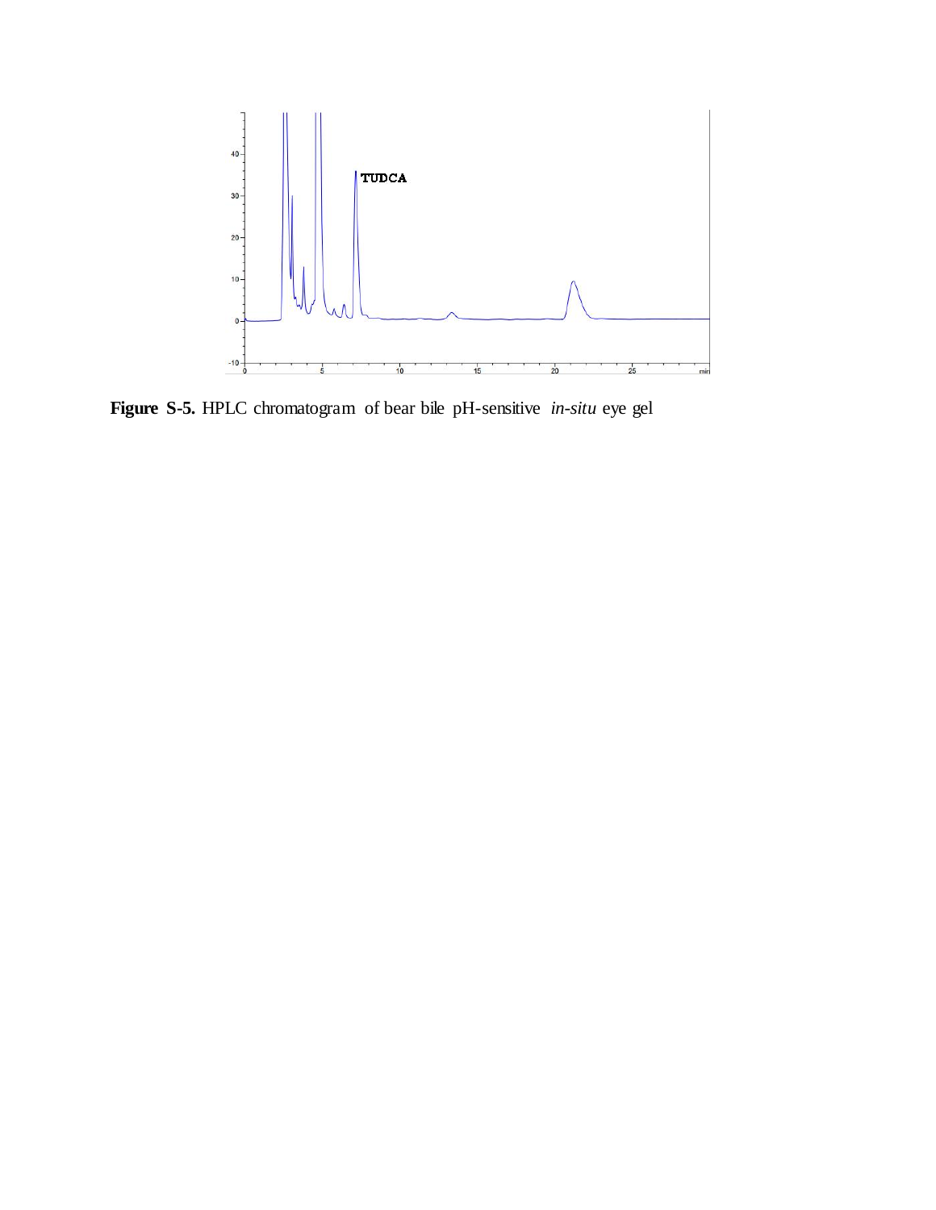**Figure S-5.** HPLC chromatogram of bear bile pH-sensitive *in-situ* eye gel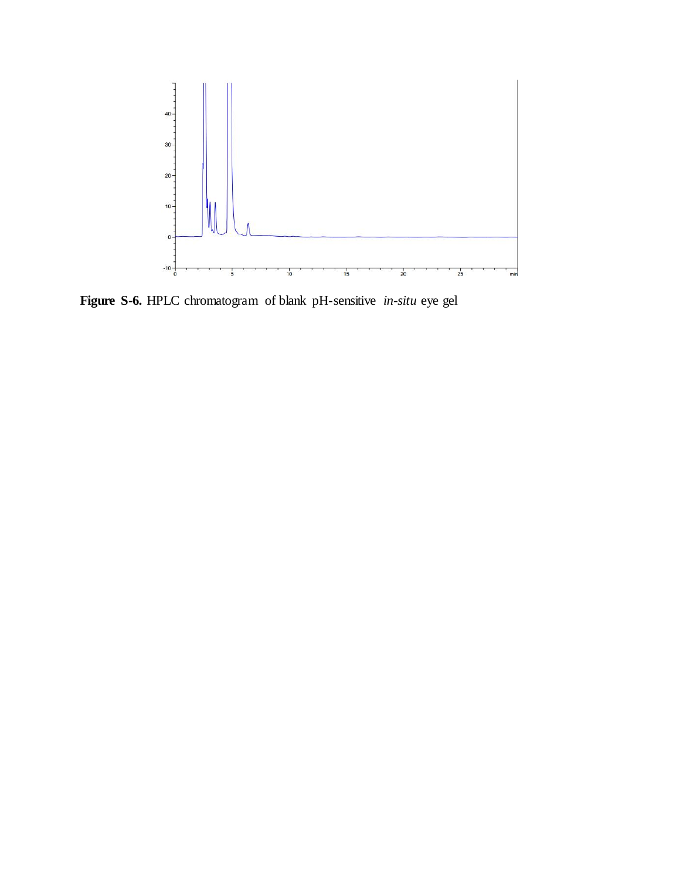**Figure S-6.** HPLC chromatogram of blank pH-sensitive *in-situ* eye gel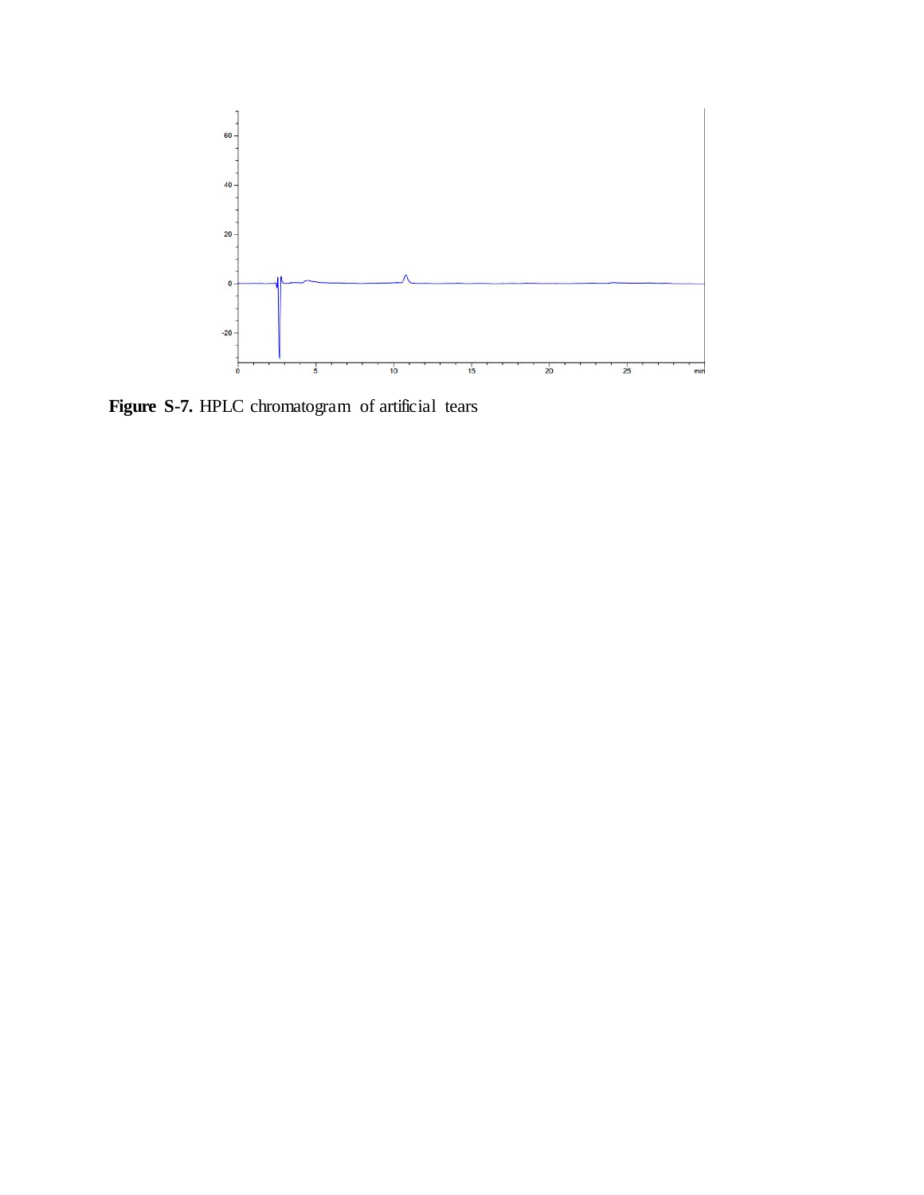60

40

20

0

-20

0 5 10 15 20 25 min

**Figure S-7.** HPLC chromatogram of artificial tears